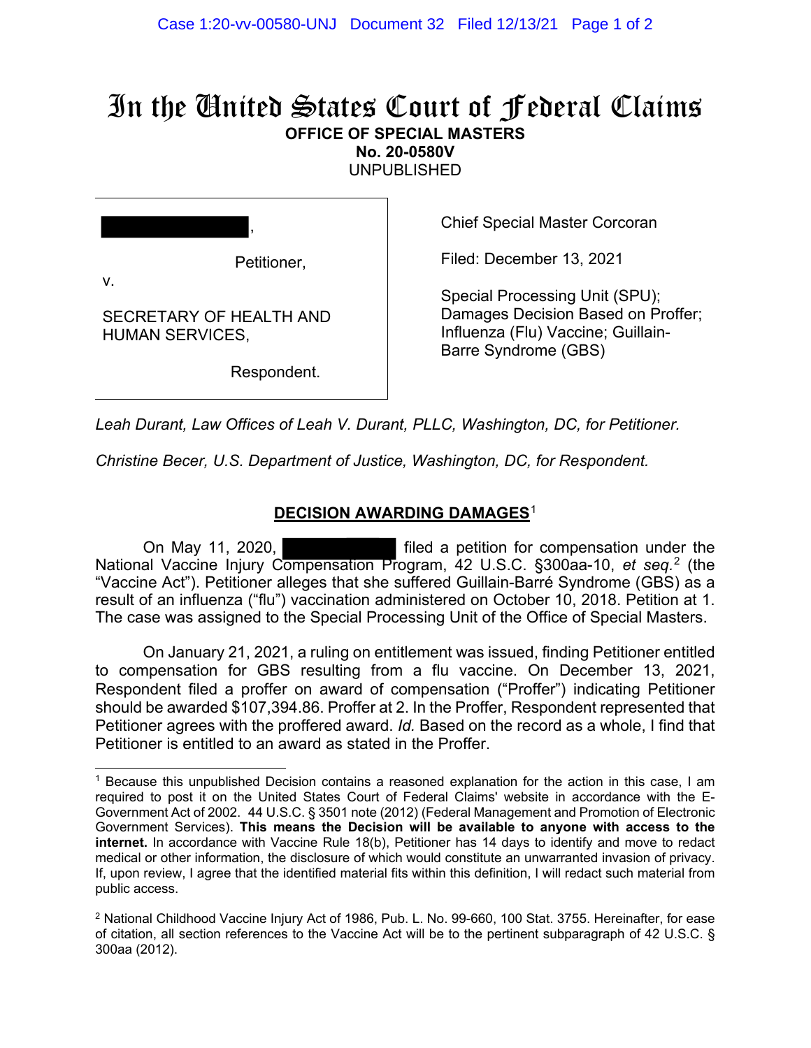# In the United States Court of Federal Claims

**OFFICE OF SPECIAL MASTERS**
**No. 20-0580V**
UNPUBLISHED

| | |
|---|---|
| ███████████,<br><br>Petitioner,<br>v.<br><br>SECRETARY OF HEALTH AND HUMAN SERVICES,<br><br>Respondent. | Chief Special Master Corcoran<br><br>Filed: December 13, 2021<br><br>Special Processing Unit (SPU); Damages Decision Based on Proffer; Influenza (Flu) Vaccine; Guillain-Barre Syndrome (GBS) |

*Leah Durant, Law Offices of Leah V. Durant, PLLC, Washington, DC, for Petitioner.*

*Christine Becer, U.S. Department of Justice, Washington, DC, for Respondent.*

## DECISION AWARDING DAMAGES[1]

On May 11, 2020, ███████████ filed a petition for compensation under the National Vaccine Injury Compensation Program, 42 U.S.C. §300aa-10, *et seq.*[2] (the "Vaccine Act"). Petitioner alleges that she suffered Guillain-Barré Syndrome (GBS) as a result of an influenza ("flu") vaccination administered on October 10, 2018. Petition at 1. The case was assigned to the Special Processing Unit of the Office of Special Masters.

On January 21, 2021, a ruling on entitlement was issued, finding Petitioner entitled to compensation for GBS resulting from a flu vaccine. On December 13, 2021, Respondent filed a proffer on award of compensation ("Proffer") indicating Petitioner should be awarded $107,394.86. Proffer at 2. In the Proffer, Respondent represented that Petitioner agrees with the proffered award. *Id.* Based on the record as a whole, I find that Petitioner is entitled to an award as stated in the Proffer.

---

[1] Because this unpublished Decision contains a reasoned explanation for the action in this case, I am required to post it on the United States Court of Federal Claims' website in accordance with the E-Government Act of 2002. 44 U.S.C. § 3501 note (2012) (Federal Management and Promotion of Electronic Government Services). **This means the Decision will be available to anyone with access to the internet.** In accordance with Vaccine Rule 18(b), Petitioner has 14 days to identify and move to redact medical or other information, the disclosure of which would constitute an unwarranted invasion of privacy. If, upon review, I agree that the identified material fits within this definition, I will redact such material from public access.

[2] National Childhood Vaccine Injury Act of 1986, Pub. L. No. 99-660, 100 Stat. 3755. Hereinafter, for ease of citation, all section references to the Vaccine Act will be to the pertinent subparagraph of 42 U.S.C. § 300aa (2012).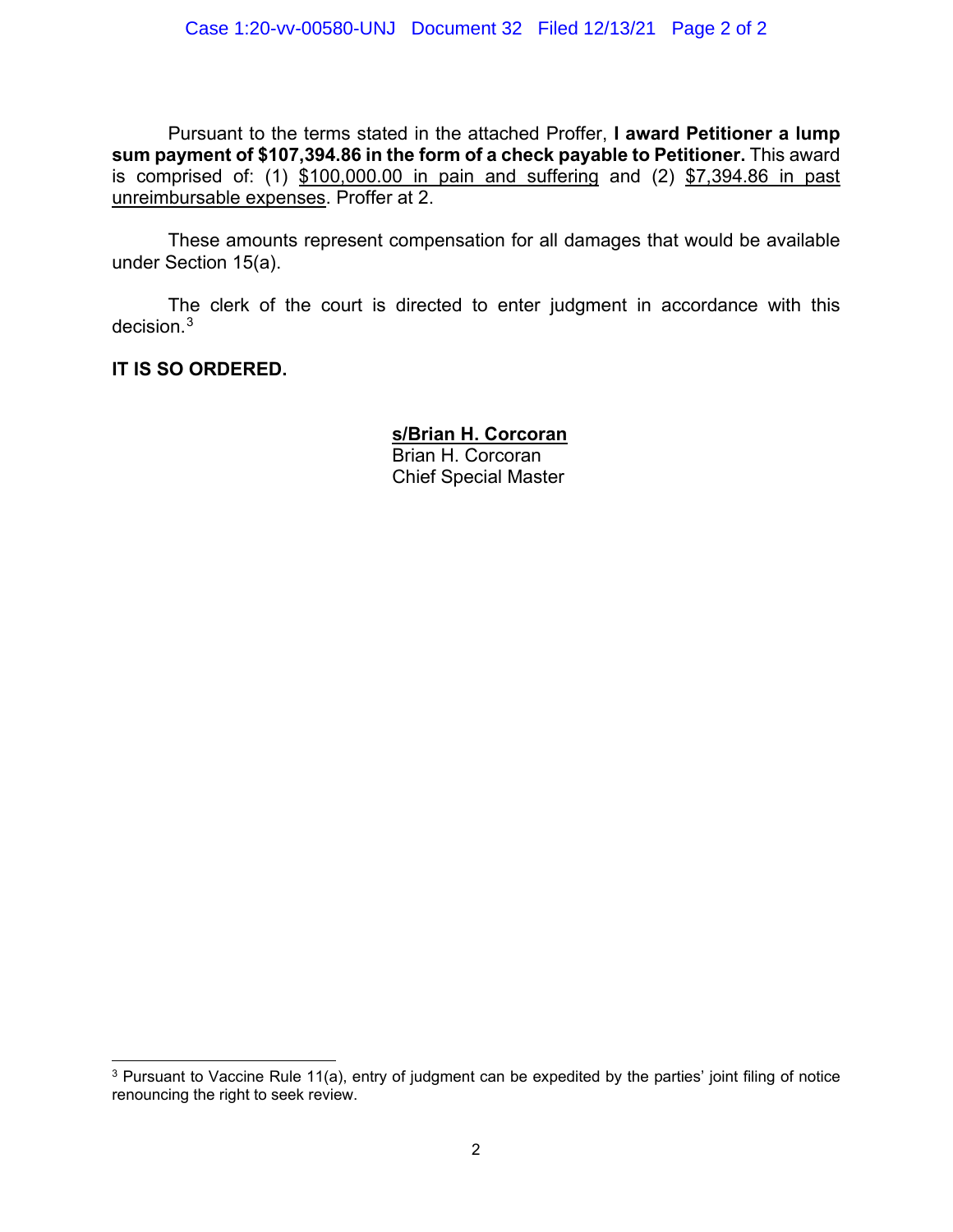Pursuant to the terms stated in the attached Proffer, **I award Petitioner a lump sum payment of $107,394.86 in the form of a check payable to Petitioner.** This award is comprised of: (1) $100,000.00 in pain and suffering and (2) $7,394.86 in past unreimbursable expenses. Proffer at 2.

These amounts represent compensation for all damages that would be available under Section 15(a).

The clerk of the court is directed to enter judgment in accordance with this decision.[3]

**IT IS SO ORDERED.**

**s/Brian H. Corcoran**
Brian H. Corcoran
Chief Special Master

[3] Pursuant to Vaccine Rule 11(a), entry of judgment can be expedited by the parties' joint filing of notice renouncing the right to seek review.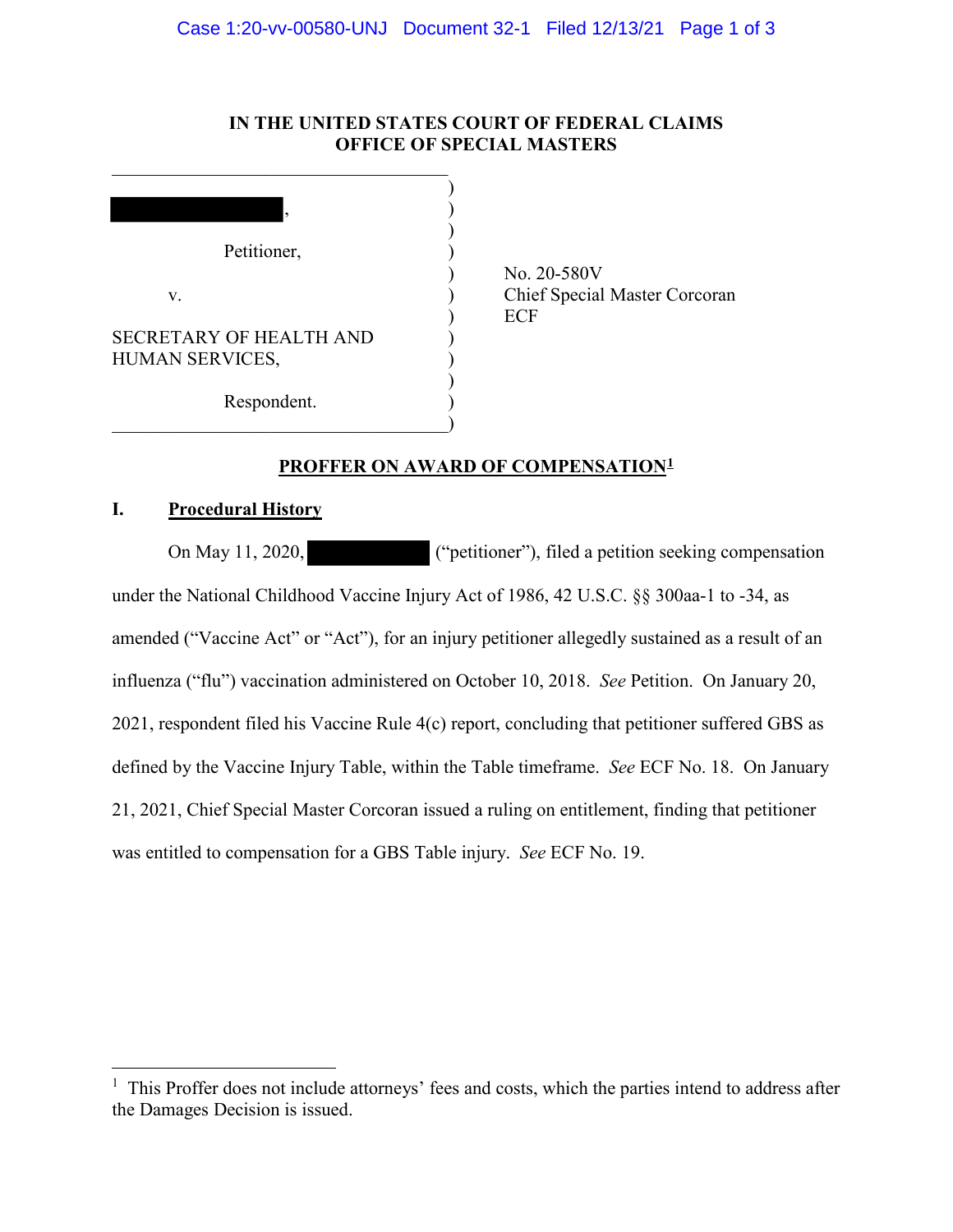# IN THE UNITED STATES COURT OF FEDERAL CLAIMS
# OFFICE OF SPECIAL MASTERS

| | |
|---|---|
| [REDACTED], | |
| Petitioner, | No. 20-580V |
| v. | Chief Special Master Corcoran |
| SECRETARY OF HEALTH AND HUMAN SERVICES, | ECF |
| Respondent. | |

## PROFFER ON AWARD OF COMPENSATION[1]

### I. Procedural History

On May 11, 2020, [REDACTED] ("petitioner"), filed a petition seeking compensation under the National Childhood Vaccine Injury Act of 1986, 42 U.S.C. §§ 300aa-1 to -34, as amended ("Vaccine Act" or "Act"), for an injury petitioner allegedly sustained as a result of an influenza ("flu") vaccination administered on October 10, 2018. *See* Petition. On January 20, 2021, respondent filed his Vaccine Rule 4(c) report, concluding that petitioner suffered GBS as defined by the Vaccine Injury Table, within the Table timeframe. *See* ECF No. 18. On January 21, 2021, Chief Special Master Corcoran issued a ruling on entitlement, finding that petitioner was entitled to compensation for a GBS Table injury. *See* ECF No. 19.

---

[1] This Proffer does not include attorneys' fees and costs, which the parties intend to address after the Damages Decision is issued.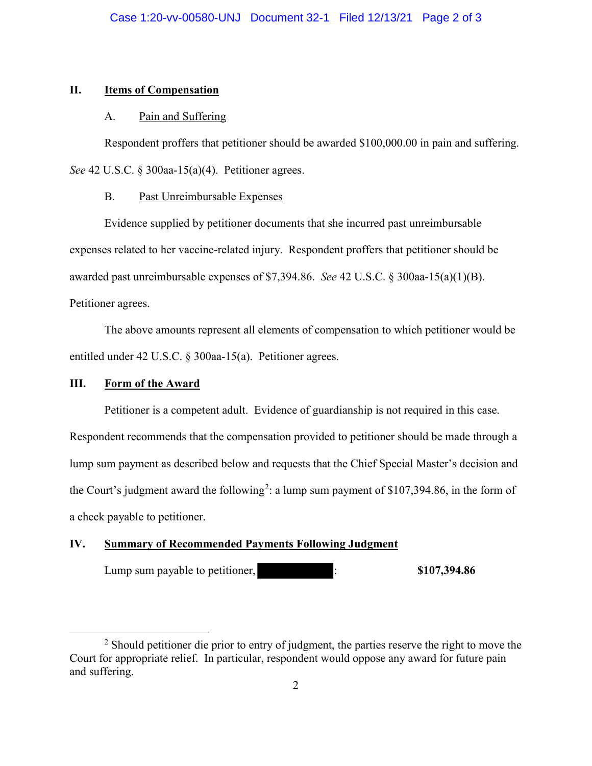## II. Items of Compensation

### A. Pain and Suffering

Respondent proffers that petitioner should be awarded $100,000.00 in pain and suffering. *See* 42 U.S.C. § 300aa-15(a)(4). Petitioner agrees.

### B. Past Unreimbursable Expenses

Evidence supplied by petitioner documents that she incurred past unreimbursable expenses related to her vaccine-related injury. Respondent proffers that petitioner should be awarded past unreimbursable expenses of $7,394.86. *See* 42 U.S.C. § 300aa-15(a)(1)(B). Petitioner agrees.

The above amounts represent all elements of compensation to which petitioner would be entitled under 42 U.S.C. § 300aa-15(a). Petitioner agrees.

## III. Form of the Award

Petitioner is a competent adult. Evidence of guardianship is not required in this case. Respondent recommends that the compensation provided to petitioner should be made through a lump sum payment as described below and requests that the Chief Special Master's decision and the Court's judgment award the following[2]: a lump sum payment of $107,394.86, in the form of a check payable to petitioner.

## IV. Summary of Recommended Payments Following Judgment

Lump sum payable to petitioner, [REDACTED]: **$107,394.86**

---

[2] Should petitioner die prior to entry of judgment, the parties reserve the right to move the Court for appropriate relief. In particular, respondent would oppose any award for future pain and suffering.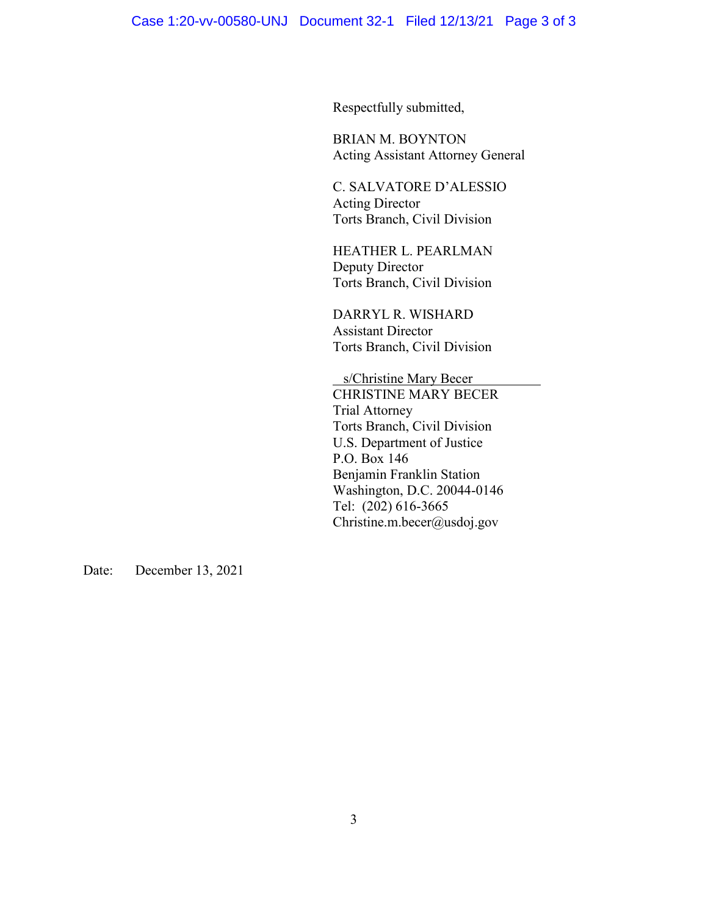Respectfully submitted,

BRIAN M. BOYNTON
Acting Assistant Attorney General

C. SALVATORE D'ALESSIO
Acting Director
Torts Branch, Civil Division

HEATHER L. PEARLMAN
Deputy Director
Torts Branch, Civil Division

DARRYL R. WISHARD
Assistant Director
Torts Branch, Civil Division

s/Christine Mary Becer
CHRISTINE MARY BECER
Trial Attorney
Torts Branch, Civil Division
U.S. Department of Justice
P.O. Box 146
Benjamin Franklin Station
Washington, D.C. 20044-0146
Tel: (202) 616-3665
Christine.m.becer@usdoj.gov

Date: December 13, 2021